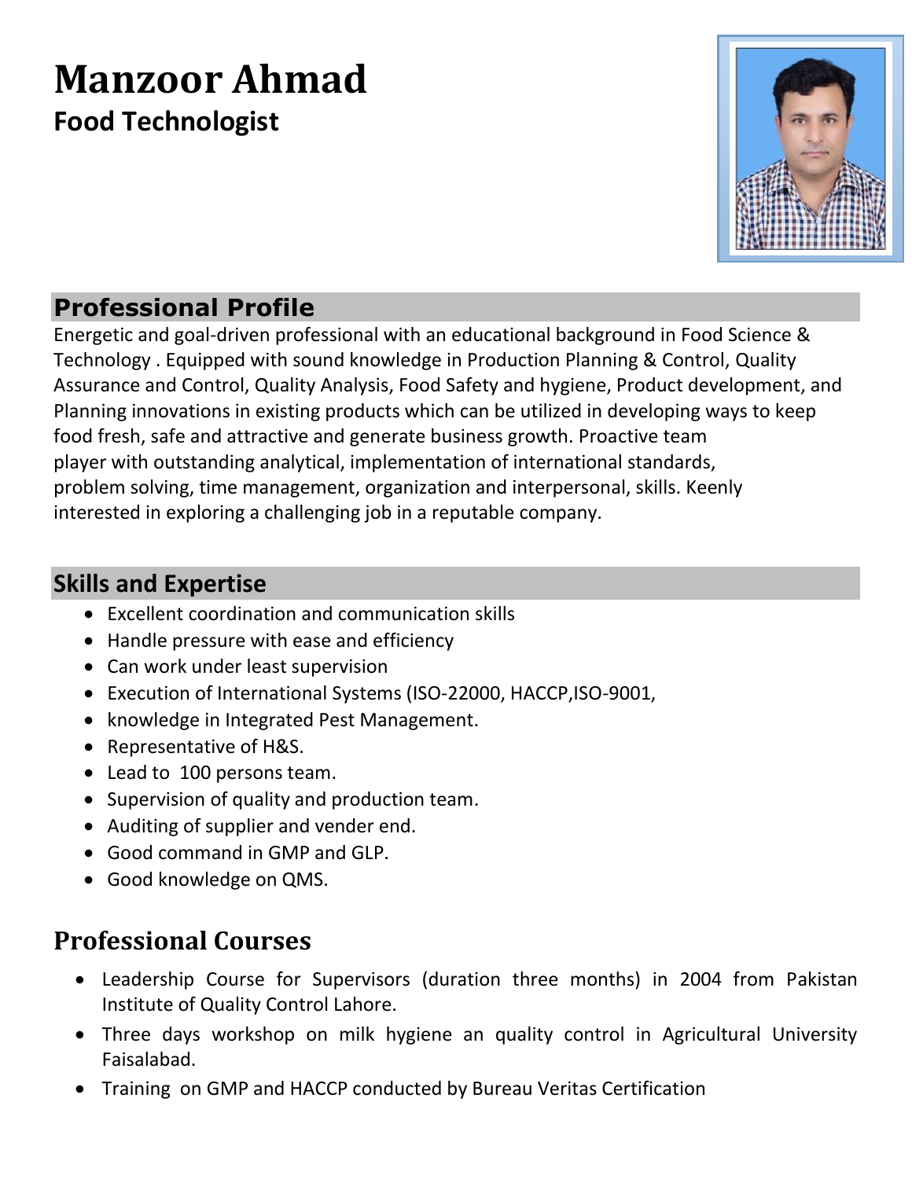# Manzoor Ahmad

**Food Technologist**

## Professional Profile

Energetic and goal-driven professional with an educational background in Food Science & Technology . Equipped with sound knowledge in Production Planning & Control, Quality Assurance and Control, Quality Analysis, Food Safety and hygiene, Product development, and Planning innovations in existing products which can be utilized in developing ways to keep food fresh, safe and attractive and generate business growth. Proactive team player with outstanding analytical, implementation of international standards, problem solving, time management, organization and interpersonal, skills. Keenly interested in exploring a challenging job in a reputable company.

## Skills and Expertise

- Excellent coordination and communication skills
- Handle pressure with ease and efficiency
- Can work under least supervision
- Execution of International Systems (ISO-22000, HACCP,ISO-9001,
- knowledge in Integrated Pest Management.
- Representative of H&S.
- Lead to 100 persons team.
- Supervision of quality and production team.
- Auditing of supplier and vender end.
- Good command in GMP and GLP.
- Good knowledge on QMS.

## Professional Courses

- Leadership Course for Supervisors (duration three months) in 2004 from Pakistan Institute of Quality Control Lahore.
- Three days workshop on milk hygiene an quality control in Agricultural University Faisalabad.
- Training on GMP and HACCP conducted by Bureau Veritas Certification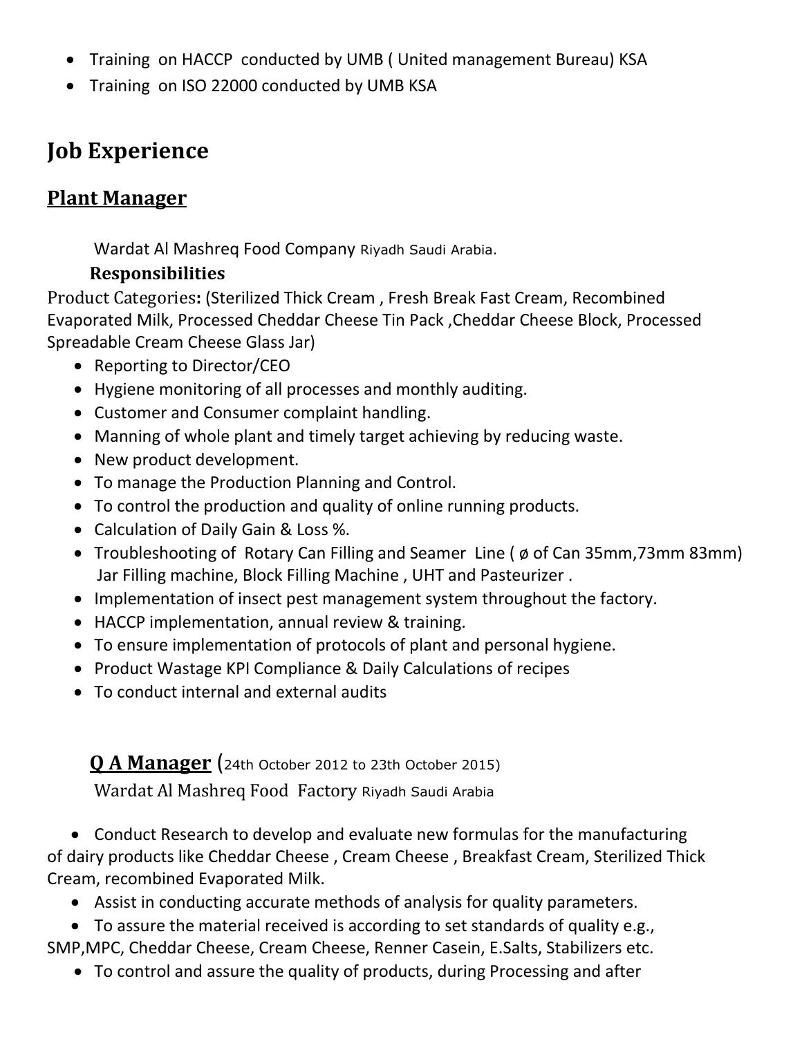- Training on HACCP conducted by UMB ( United management Bureau) KSA
- Training on ISO 22000 conducted by UMB KSA

# Job Experience

## Plant Manager

Wardat Al Mashreq Food Company Riyadh Saudi Arabia.

**Responsibilities**

Product Categories**:** (Sterilized Thick Cream , Fresh Break Fast Cream, Recombined Evaporated Milk, Processed Cheddar Cheese Tin Pack ,Cheddar Cheese Block, Processed Spreadable Cream Cheese Glass Jar)

- Reporting to Director/CEO
- Hygiene monitoring of all processes and monthly auditing.
- Customer and Consumer complaint handling.
- Manning of whole plant and timely target achieving by reducing waste.
- New product development.
- To manage the Production Planning and Control.
- To control the production and quality of online running products.
- Calculation of Daily Gain & Loss %.
- Troubleshooting of Rotary Can Filling and Seamer Line ( ø of Can 35mm,73mm 83mm) Jar Filling machine, Block Filling Machine , UHT and Pasteurizer .
- Implementation of insect pest management system throughout the factory.
- HACCP implementation, annual review & training.
- To ensure implementation of protocols of plant and personal hygiene.
- Product Wastage KPI Compliance & Daily Calculations of recipes
- To conduct internal and external audits

## Q A Manager (24th October 2012 to 23th October 2015)

Wardat Al Mashreq Food Factory Riyadh Saudi Arabia

- Conduct Research to develop and evaluate new formulas for the manufacturing of dairy products like Cheddar Cheese , Cream Cheese , Breakfast Cream, Sterilized Thick Cream, recombined Evaporated Milk.
- Assist in conducting accurate methods of analysis for quality parameters.
- To assure the material received is according to set standards of quality e.g., SMP,MPC, Cheddar Cheese, Cream Cheese, Renner Casein, E.Salts, Stabilizers etc.
- To control and assure the quality of products, during Processing and after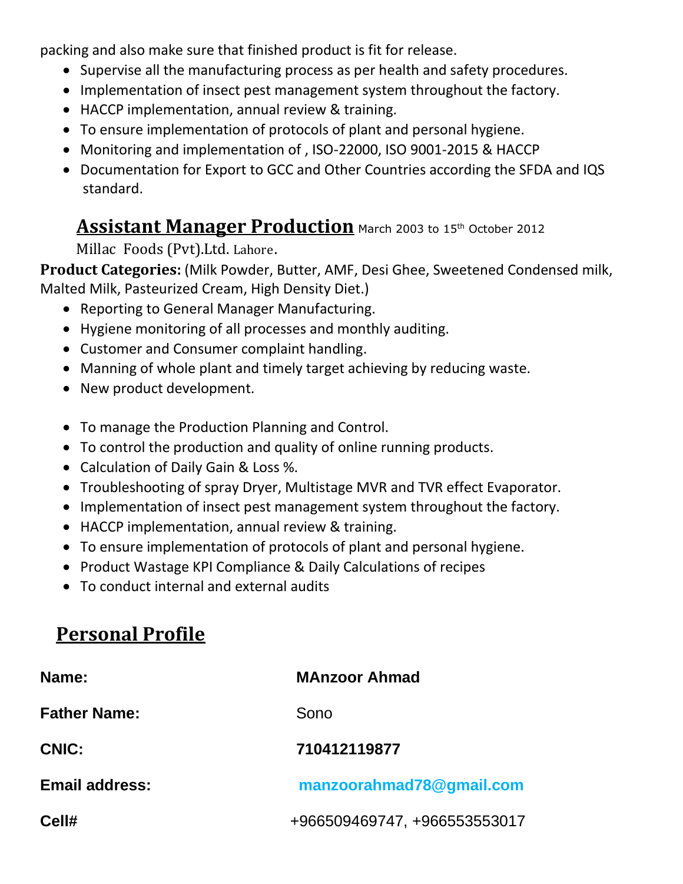packing and also make sure that finished product is fit for release.

- Supervise all the manufacturing process as per health and safety procedures.
- Implementation of insect pest management system throughout the factory.
- HACCP implementation, annual review & training.
- To ensure implementation of protocols of plant and personal hygiene.
- Monitoring and implementation of , ISO-22000, ISO 9001-2015 & HACCP
- Documentation for Export to GCC and Other Countries according the SFDA and IQS standard.

## Assistant Manager Production March 2003 to 15th October 2012

Millac Foods (Pvt).Ltd. Lahore.

**Product Categories:** (Milk Powder, Butter, AMF, Desi Ghee, Sweetened Condensed milk, Malted Milk, Pasteurized Cream, High Density Diet.)

- Reporting to General Manager Manufacturing.
- Hygiene monitoring of all processes and monthly auditing.
- Customer and Consumer complaint handling.
- Manning of whole plant and timely target achieving by reducing waste.
- New product development.

- To manage the Production Planning and Control.
- To control the production and quality of online running products.
- Calculation of Daily Gain & Loss %.
- Troubleshooting of spray Dryer, Multistage MVR and TVR effect Evaporator.
- Implementation of insect pest management system throughout the factory.
- HACCP implementation, annual review & training.
- To ensure implementation of protocols of plant and personal hygiene.
- Product Wastage KPI Compliance & Daily Calculations of recipes
- To conduct internal and external audits

## Personal Profile

| | |
|---|---|
| **Name:** | **MAnzoor Ahmad** |
| **Father Name:** | Sono |
| **CNIC:** | **710412119877** |
| **Email address:** | **manzoorahmad78@gmail.com** |
| **Cell#** | +966509469747, +966553553017 |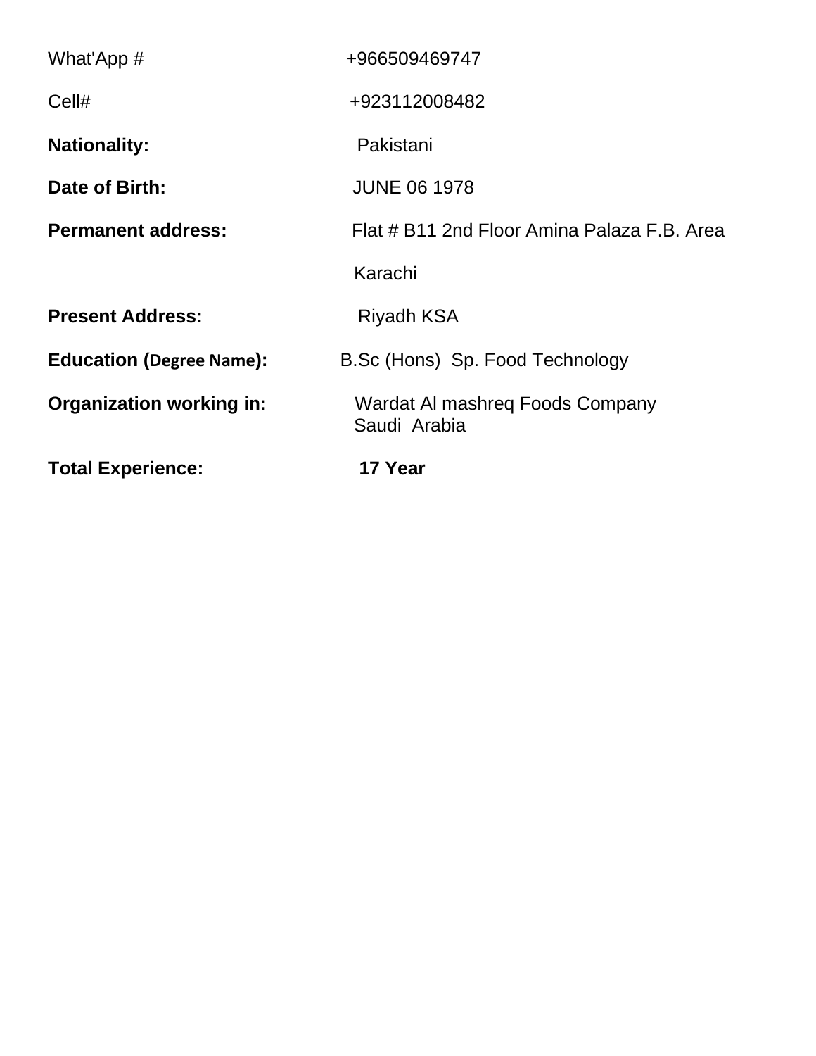| | |
|---|---|
| What'App # | +966509469747 |
| Cell# | +923112008482 |
| **Nationality:** | Pakistani |
| **Date of Birth:** | JUNE 06 1978 |
| **Permanent address:** | Flat # B11 2nd Floor Amina Palaza F.B. Area Karachi |
| **Present Address:** | Riyadh KSA |
| **Education (Degree Name):** | B.Sc (Hons) Sp. Food Technology |
| **Organization working in:** | Wardat Al mashreq Foods Company Saudi Arabia |
| **Total Experience:** | **17 Year** |